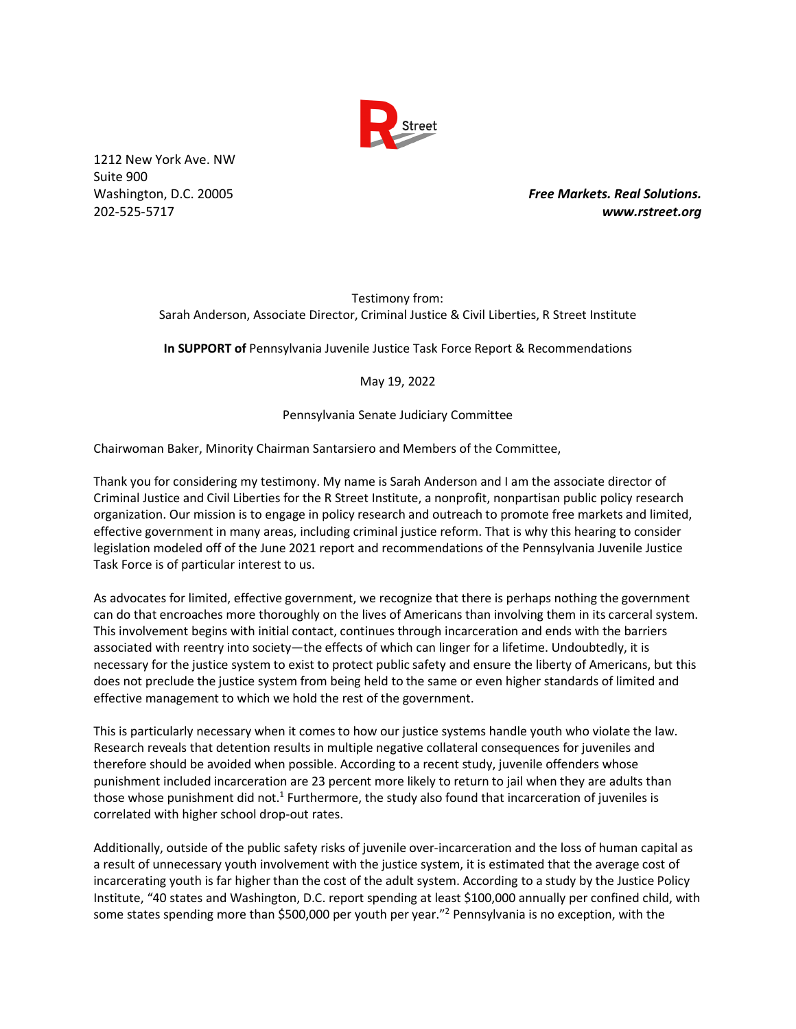1212 New York Ave. NW
Suite 900
Washington, D.C. 20005
202-525-5717

***Free Markets. Real Solutions.***
***www.rstreet.org***

Testimony from:
Sarah Anderson, Associate Director, Criminal Justice & Civil Liberties, R Street Institute

**In SUPPORT of** Pennsylvania Juvenile Justice Task Force Report & Recommendations

May 19, 2022

Pennsylvania Senate Judiciary Committee

Chairwoman Baker, Minority Chairman Santarsiero and Members of the Committee,

Thank you for considering my testimony. My name is Sarah Anderson and I am the associate director of Criminal Justice and Civil Liberties for the R Street Institute, a nonprofit, nonpartisan public policy research organization. Our mission is to engage in policy research and outreach to promote free markets and limited, effective government in many areas, including criminal justice reform. That is why this hearing to consider legislation modeled off of the June 2021 report and recommendations of the Pennsylvania Juvenile Justice Task Force is of particular interest to us.

As advocates for limited, effective government, we recognize that there is perhaps nothing the government can do that encroaches more thoroughly on the lives of Americans than involving them in its carceral system. This involvement begins with initial contact, continues through incarceration and ends with the barriers associated with reentry into society—the effects of which can linger for a lifetime. Undoubtedly, it is necessary for the justice system to exist to protect public safety and ensure the liberty of Americans, but this does not preclude the justice system from being held to the same or even higher standards of limited and effective management to which we hold the rest of the government.

This is particularly necessary when it comes to how our justice systems handle youth who violate the law. Research reveals that detention results in multiple negative collateral consequences for juveniles and therefore should be avoided when possible. According to a recent study, juvenile offenders whose punishment included incarceration are 23 percent more likely to return to jail when they are adults than those whose punishment did not.[1] Furthermore, the study also found that incarceration of juveniles is correlated with higher school drop-out rates.

Additionally, outside of the public safety risks of juvenile over-incarceration and the loss of human capital as a result of unnecessary youth involvement with the justice system, it is estimated that the average cost of incarcerating youth is far higher than the cost of the adult system. According to a study by the Justice Policy Institute, "40 states and Washington, D.C. report spending at least $100,000 annually per confined child, with some states spending more than $500,000 per youth per year."[2] Pennsylvania is no exception, with the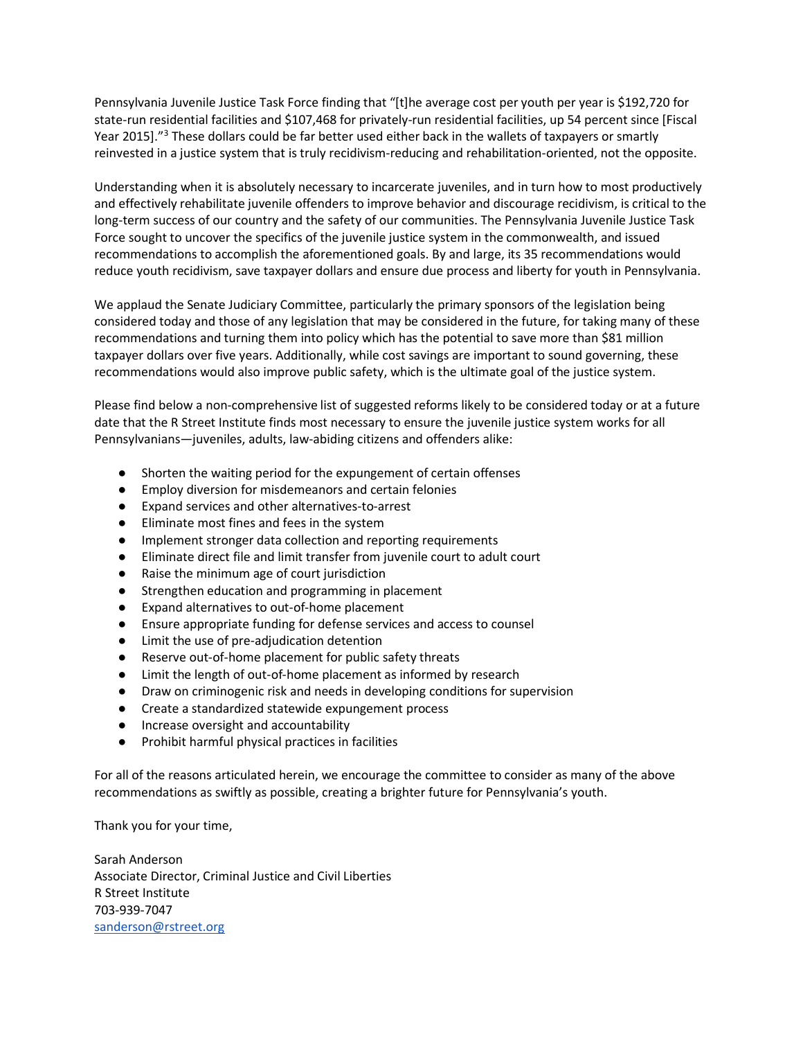Pennsylvania Juvenile Justice Task Force finding that "[t]he average cost per youth per year is $192,720 for state-run residential facilities and $107,468 for privately-run residential facilities, up 54 percent since [Fiscal Year 2015]."[3] These dollars could be far better used either back in the wallets of taxpayers or smartly reinvested in a justice system that is truly recidivism-reducing and rehabilitation-oriented, not the opposite.

Understanding when it is absolutely necessary to incarcerate juveniles, and in turn how to most productively and effectively rehabilitate juvenile offenders to improve behavior and discourage recidivism, is critical to the long-term success of our country and the safety of our communities. The Pennsylvania Juvenile Justice Task Force sought to uncover the specifics of the juvenile justice system in the commonwealth, and issued recommendations to accomplish the aforementioned goals. By and large, its 35 recommendations would reduce youth recidivism, save taxpayer dollars and ensure due process and liberty for youth in Pennsylvania.

We applaud the Senate Judiciary Committee, particularly the primary sponsors of the legislation being considered today and those of any legislation that may be considered in the future, for taking many of these recommendations and turning them into policy which has the potential to save more than $81 million taxpayer dollars over five years. Additionally, while cost savings are important to sound governing, these recommendations would also improve public safety, which is the ultimate goal of the justice system.

Please find below a non-comprehensive list of suggested reforms likely to be considered today or at a future date that the R Street Institute finds most necessary to ensure the juvenile justice system works for all Pennsylvanians—juveniles, adults, law-abiding citizens and offenders alike:

- Shorten the waiting period for the expungement of certain offenses
- Employ diversion for misdemeanors and certain felonies
- Expand services and other alternatives-to-arrest
- Eliminate most fines and fees in the system
- Implement stronger data collection and reporting requirements
- Eliminate direct file and limit transfer from juvenile court to adult court
- Raise the minimum age of court jurisdiction
- Strengthen education and programming in placement
- Expand alternatives to out-of-home placement
- Ensure appropriate funding for defense services and access to counsel
- Limit the use of pre-adjudication detention
- Reserve out-of-home placement for public safety threats
- Limit the length of out-of-home placement as informed by research
- Draw on criminogenic risk and needs in developing conditions for supervision
- Create a standardized statewide expungement process
- Increase oversight and accountability
- Prohibit harmful physical practices in facilities

For all of the reasons articulated herein, we encourage the committee to consider as many of the above recommendations as swiftly as possible, creating a brighter future for Pennsylvania's youth.

Thank you for your time,

Sarah Anderson
Associate Director, Criminal Justice and Civil Liberties
R Street Institute
703-939-7047
sanderson@rstreet.org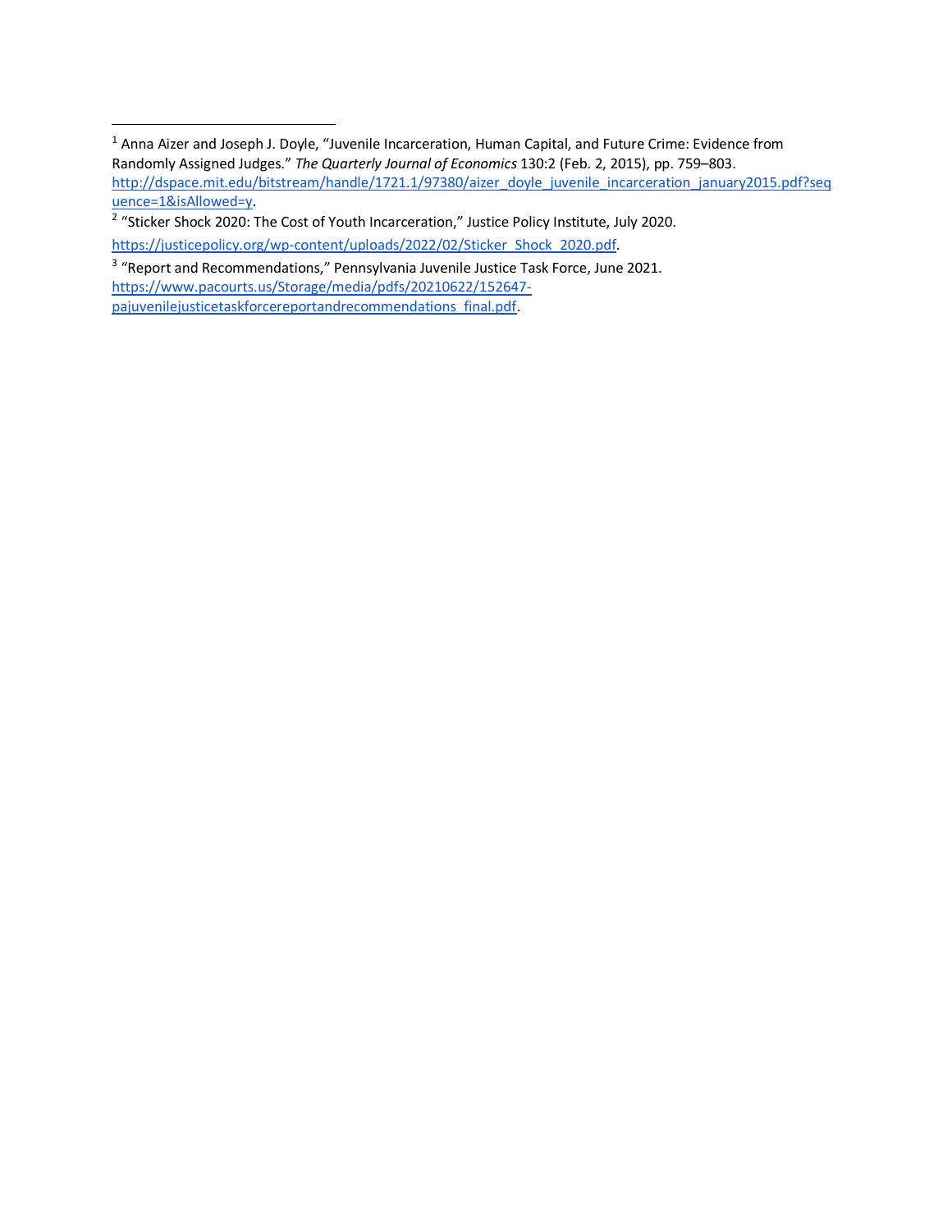[1] Anna Aizer and Joseph J. Doyle, "Juvenile Incarceration, Human Capital, and Future Crime: Evidence from Randomly Assigned Judges." *The Quarterly Journal of Economics* 130:2 (Feb. 2, 2015), pp. 759–803. http://dspace.mit.edu/bitstream/handle/1721.1/97380/aizer_doyle_juvenile_incarceration_january2015.pdf?sequence=1&isAllowed=y.

[2] "Sticker Shock 2020: The Cost of Youth Incarceration," Justice Policy Institute, July 2020. https://justicepolicy.org/wp-content/uploads/2022/02/Sticker_Shock_2020.pdf.

[3] "Report and Recommendations," Pennsylvania Juvenile Justice Task Force, June 2021. https://www.pacourts.us/Storage/media/pdfs/20210622/152647-pajuvenilejusticetaskforcereportandrecommendations_final.pdf.